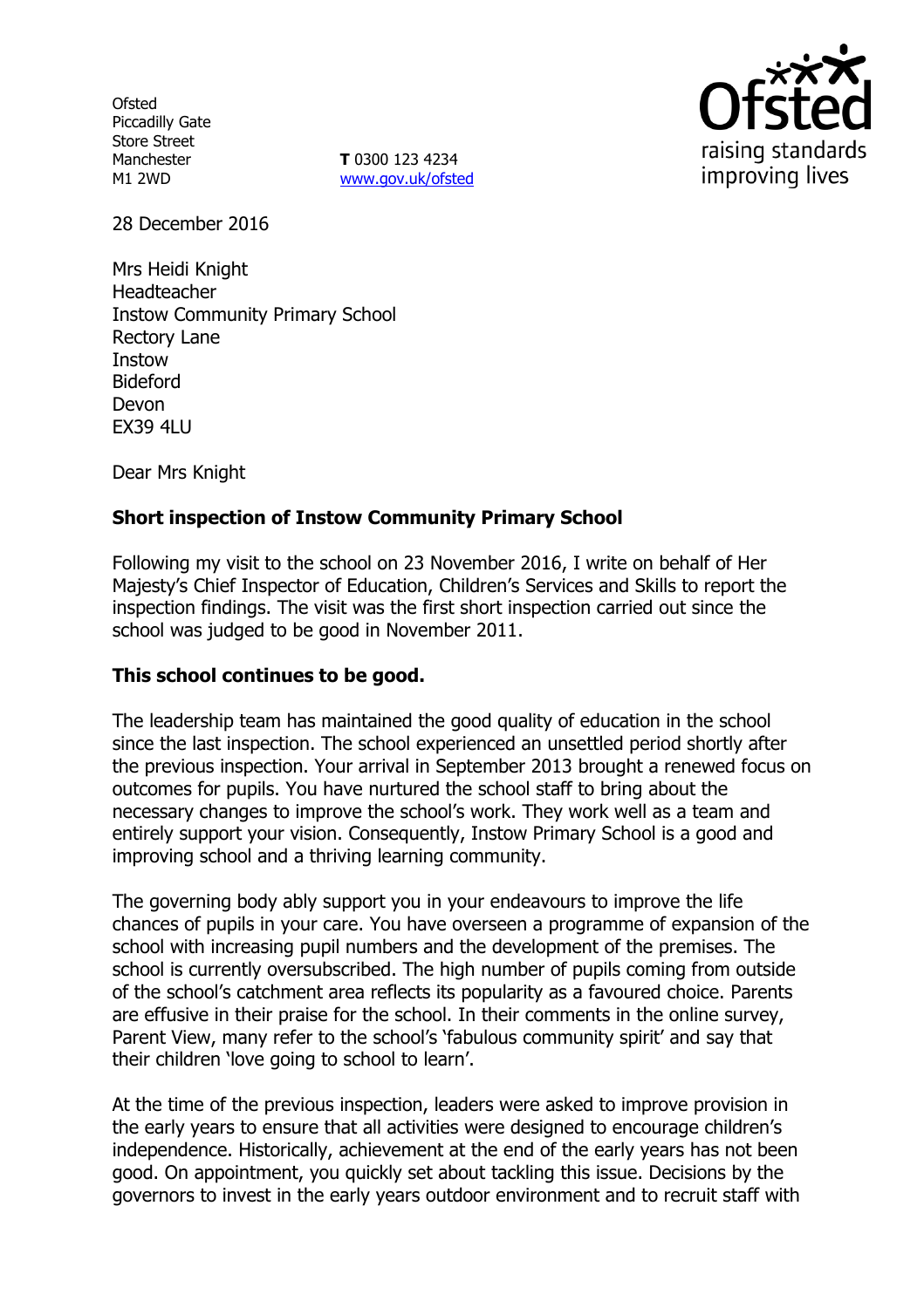Ofsted
Piccadilly Gate
Store Street
Manchester
M1 2WD

**T** 0300 123 4234
www.gov.uk/ofsted

28 December 2016

Mrs Heidi Knight
Headteacher
Instow Community Primary School
Rectory Lane
Instow
Bideford
Devon
EX39 4LU

Dear Mrs Knight

**Short inspection of Instow Community Primary School**

Following my visit to the school on 23 November 2016, I write on behalf of Her Majesty's Chief Inspector of Education, Children's Services and Skills to report the inspection findings. The visit was the first short inspection carried out since the school was judged to be good in November 2011.

**This school continues to be good.**

The leadership team has maintained the good quality of education in the school since the last inspection. The school experienced an unsettled period shortly after the previous inspection. Your arrival in September 2013 brought a renewed focus on outcomes for pupils. You have nurtured the school staff to bring about the necessary changes to improve the school's work. They work well as a team and entirely support your vision. Consequently, Instow Primary School is a good and improving school and a thriving learning community.

The governing body ably support you in your endeavours to improve the life chances of pupils in your care. You have overseen a programme of expansion of the school with increasing pupil numbers and the development of the premises. The school is currently oversubscribed. The high number of pupils coming from outside of the school's catchment area reflects its popularity as a favoured choice. Parents are effusive in their praise for the school. In their comments in the online survey, Parent View, many refer to the school's 'fabulous community spirit' and say that their children 'love going to school to learn'.

At the time of the previous inspection, leaders were asked to improve provision in the early years to ensure that all activities were designed to encourage children's independence. Historically, achievement at the end of the early years has not been good. On appointment, you quickly set about tackling this issue. Decisions by the governors to invest in the early years outdoor environment and to recruit staff with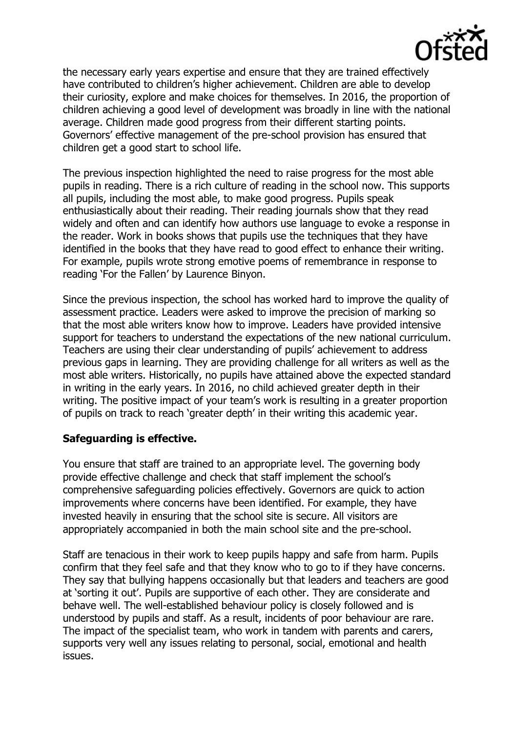the necessary early years expertise and ensure that they are trained effectively have contributed to children's higher achievement. Children are able to develop their curiosity, explore and make choices for themselves. In 2016, the proportion of children achieving a good level of development was broadly in line with the national average. Children made good progress from their different starting points. Governors' effective management of the pre-school provision has ensured that children get a good start to school life.

The previous inspection highlighted the need to raise progress for the most able pupils in reading. There is a rich culture of reading in the school now. This supports all pupils, including the most able, to make good progress. Pupils speak enthusiastically about their reading. Their reading journals show that they read widely and often and can identify how authors use language to evoke a response in the reader. Work in books shows that pupils use the techniques that they have identified in the books that they have read to good effect to enhance their writing. For example, pupils wrote strong emotive poems of remembrance in response to reading 'For the Fallen' by Laurence Binyon.

Since the previous inspection, the school has worked hard to improve the quality of assessment practice. Leaders were asked to improve the precision of marking so that the most able writers know how to improve. Leaders have provided intensive support for teachers to understand the expectations of the new national curriculum. Teachers are using their clear understanding of pupils' achievement to address previous gaps in learning. They are providing challenge for all writers as well as the most able writers. Historically, no pupils have attained above the expected standard in writing in the early years. In 2016, no child achieved greater depth in their writing. The positive impact of your team's work is resulting in a greater proportion of pupils on track to reach 'greater depth' in their writing this academic year.

**Safeguarding is effective.**

You ensure that staff are trained to an appropriate level. The governing body provide effective challenge and check that staff implement the school's comprehensive safeguarding policies effectively. Governors are quick to action improvements where concerns have been identified. For example, they have invested heavily in ensuring that the school site is secure. All visitors are appropriately accompanied in both the main school site and the pre-school.

Staff are tenacious in their work to keep pupils happy and safe from harm. Pupils confirm that they feel safe and that they know who to go to if they have concerns. They say that bullying happens occasionally but that leaders and teachers are good at 'sorting it out'. Pupils are supportive of each other. They are considerate and behave well. The well-established behaviour policy is closely followed and is understood by pupils and staff. As a result, incidents of poor behaviour are rare. The impact of the specialist team, who work in tandem with parents and carers, supports very well any issues relating to personal, social, emotional and health issues.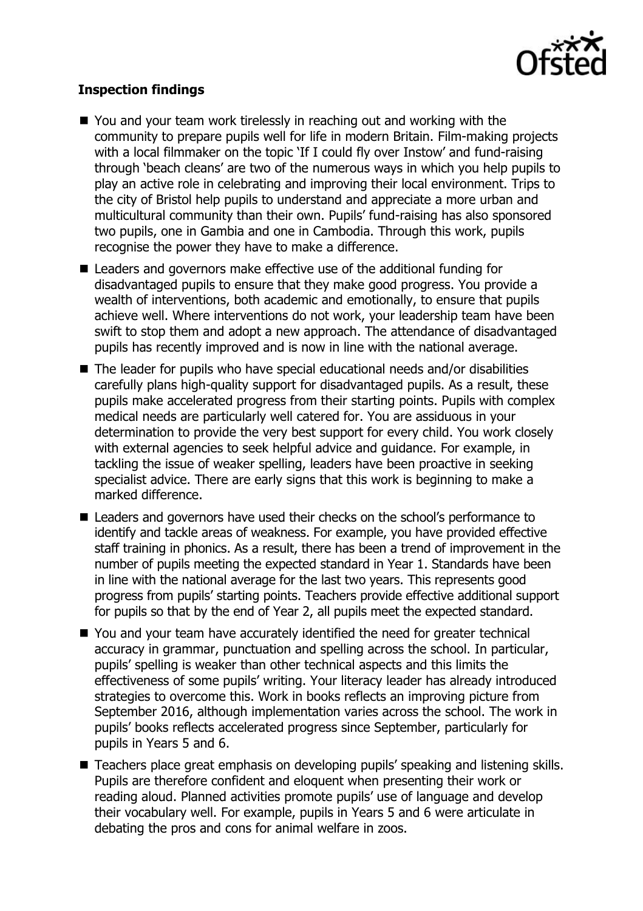**Inspection findings**

- You and your team work tirelessly in reaching out and working with the community to prepare pupils well for life in modern Britain. Film-making projects with a local filmmaker on the topic 'If I could fly over Instow' and fund-raising through 'beach cleans' are two of the numerous ways in which you help pupils to play an active role in celebrating and improving their local environment. Trips to the city of Bristol help pupils to understand and appreciate a more urban and multicultural community than their own. Pupils' fund-raising has also sponsored two pupils, one in Gambia and one in Cambodia. Through this work, pupils recognise the power they have to make a difference.
- Leaders and governors make effective use of the additional funding for disadvantaged pupils to ensure that they make good progress. You provide a wealth of interventions, both academic and emotionally, to ensure that pupils achieve well. Where interventions do not work, your leadership team have been swift to stop them and adopt a new approach. The attendance of disadvantaged pupils has recently improved and is now in line with the national average.
- The leader for pupils who have special educational needs and/or disabilities carefully plans high-quality support for disadvantaged pupils. As a result, these pupils make accelerated progress from their starting points. Pupils with complex medical needs are particularly well catered for. You are assiduous in your determination to provide the very best support for every child. You work closely with external agencies to seek helpful advice and guidance. For example, in tackling the issue of weaker spelling, leaders have been proactive in seeking specialist advice. There are early signs that this work is beginning to make a marked difference.
- Leaders and governors have used their checks on the school's performance to identify and tackle areas of weakness. For example, you have provided effective staff training in phonics. As a result, there has been a trend of improvement in the number of pupils meeting the expected standard in Year 1. Standards have been in line with the national average for the last two years. This represents good progress from pupils' starting points. Teachers provide effective additional support for pupils so that by the end of Year 2, all pupils meet the expected standard.
- You and your team have accurately identified the need for greater technical accuracy in grammar, punctuation and spelling across the school. In particular, pupils' spelling is weaker than other technical aspects and this limits the effectiveness of some pupils' writing. Your literacy leader has already introduced strategies to overcome this. Work in books reflects an improving picture from September 2016, although implementation varies across the school. The work in pupils' books reflects accelerated progress since September, particularly for pupils in Years 5 and 6.
- Teachers place great emphasis on developing pupils' speaking and listening skills. Pupils are therefore confident and eloquent when presenting their work or reading aloud. Planned activities promote pupils' use of language and develop their vocabulary well. For example, pupils in Years 5 and 6 were articulate in debating the pros and cons for animal welfare in zoos.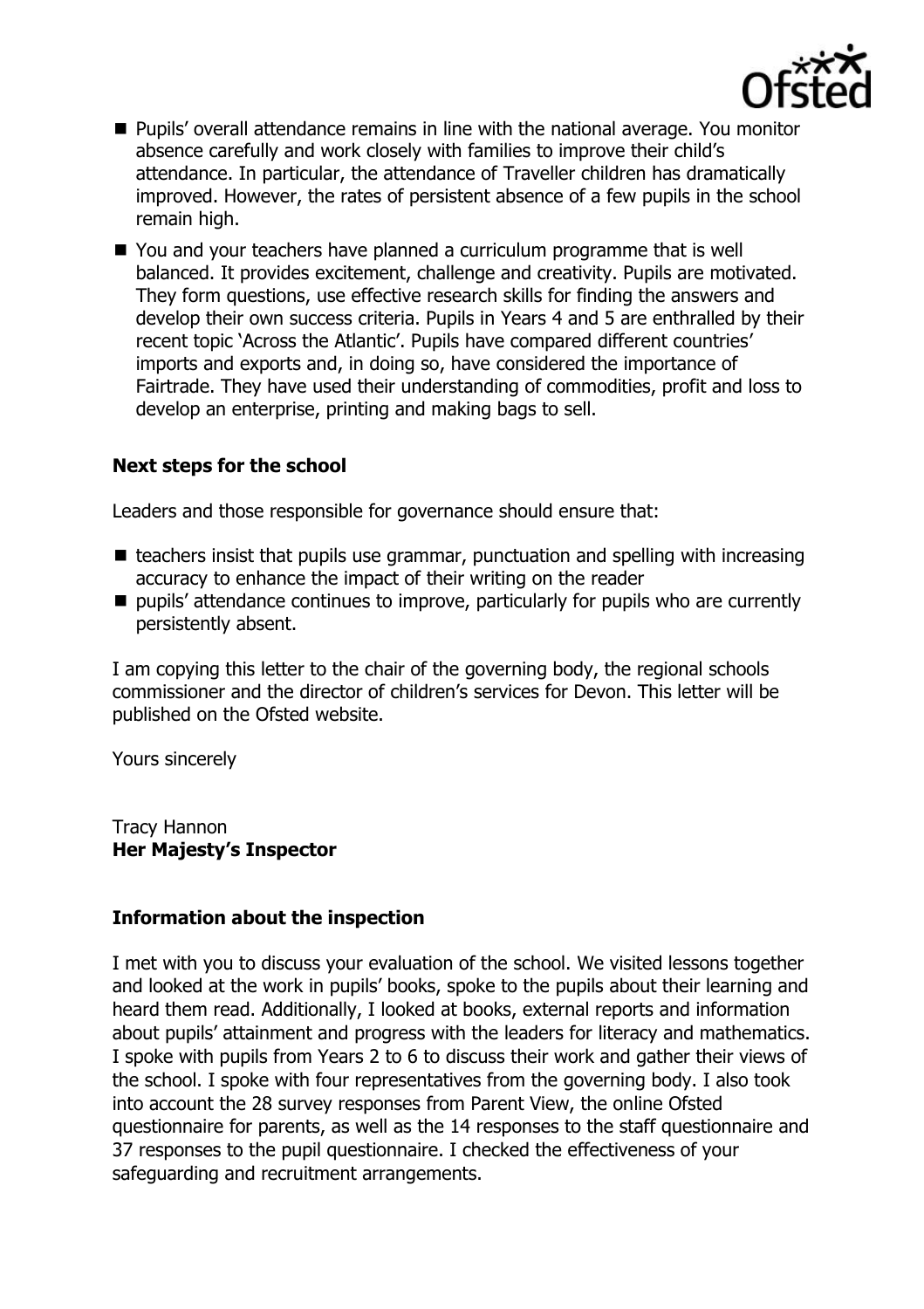- Pupils' overall attendance remains in line with the national average. You monitor absence carefully and work closely with families to improve their child's attendance. In particular, the attendance of Traveller children has dramatically improved. However, the rates of persistent absence of a few pupils in the school remain high.
- You and your teachers have planned a curriculum programme that is well balanced. It provides excitement, challenge and creativity. Pupils are motivated. They form questions, use effective research skills for finding the answers and develop their own success criteria. Pupils in Years 4 and 5 are enthralled by their recent topic 'Across the Atlantic'. Pupils have compared different countries' imports and exports and, in doing so, have considered the importance of Fairtrade. They have used their understanding of commodities, profit and loss to develop an enterprise, printing and making bags to sell.

### Next steps for the school

Leaders and those responsible for governance should ensure that:

- teachers insist that pupils use grammar, punctuation and spelling with increasing accuracy to enhance the impact of their writing on the reader
- pupils' attendance continues to improve, particularly for pupils who are currently persistently absent.

I am copying this letter to the chair of the governing body, the regional schools commissioner and the director of children's services for Devon. This letter will be published on the Ofsted website.

Yours sincerely

Tracy Hannon
**Her Majesty's Inspector**

### Information about the inspection

I met with you to discuss your evaluation of the school. We visited lessons together and looked at the work in pupils' books, spoke to the pupils about their learning and heard them read. Additionally, I looked at books, external reports and information about pupils' attainment and progress with the leaders for literacy and mathematics. I spoke with pupils from Years 2 to 6 to discuss their work and gather their views of the school. I spoke with four representatives from the governing body. I also took into account the 28 survey responses from Parent View, the online Ofsted questionnaire for parents, as well as the 14 responses to the staff questionnaire and 37 responses to the pupil questionnaire. I checked the effectiveness of your safeguarding and recruitment arrangements.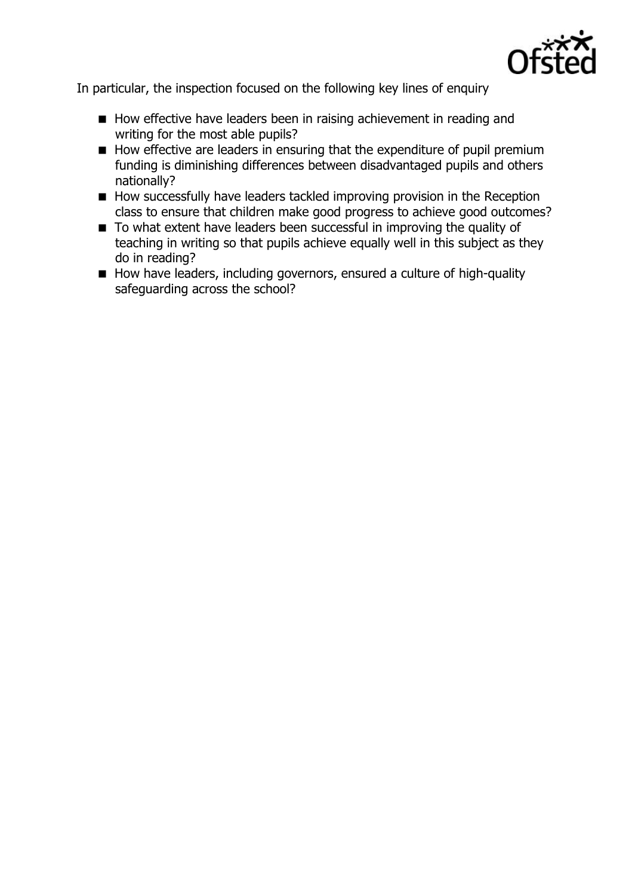In particular, the inspection focused on the following key lines of enquiry

- How effective have leaders been in raising achievement in reading and writing for the most able pupils?
- How effective are leaders in ensuring that the expenditure of pupil premium funding is diminishing differences between disadvantaged pupils and others nationally?
- How successfully have leaders tackled improving provision in the Reception class to ensure that children make good progress to achieve good outcomes?
- To what extent have leaders been successful in improving the quality of teaching in writing so that pupils achieve equally well in this subject as they do in reading?
- How have leaders, including governors, ensured a culture of high-quality safeguarding across the school?